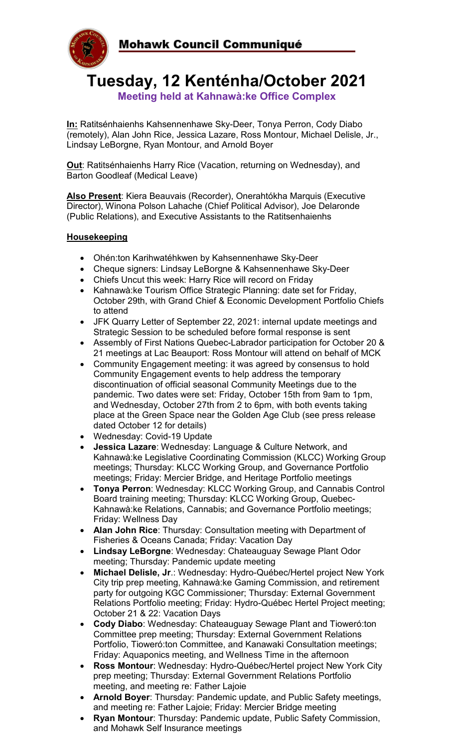**Mohawk Council Communiqué**

# Tuesday, 12 Kenténha/October 2021

**Meeting held at Kahnawà:ke Office Complex**

**In:** Ratitsénhaienhs Kahsennenhawe Sky-Deer, Tonya Perron, Cody Diabo (remotely), Alan John Rice, Jessica Lazare, Ross Montour, Michael Delisle, Jr., Lindsay LeBorgne, Ryan Montour, and Arnold Boyer

**Out**: Ratitsénhaienhs Harry Rice (Vacation, returning on Wednesday), and Barton Goodleaf (Medical Leave)

**Also Present**: Kiera Beauvais (Recorder), Onerahtókha Marquis (Executive Director), Winona Polson Lahache (Chief Political Advisor), Joe Delaronde (Public Relations), and Executive Assistants to the Ratitsenhaienhs

**Housekeeping**

- Ohén:ton Karihwatéhkwen by Kahsennenhawe Sky-Deer
- Cheque signers: Lindsay LeBorgne & Kahsennenhawe Sky-Deer
- Chiefs Uncut this week: Harry Rice will record on Friday
- Kahnawà:ke Tourism Office Strategic Planning: date set for Friday, October 29th, with Grand Chief & Economic Development Portfolio Chiefs to attend
- JFK Quarry Letter of September 22, 2021: internal update meetings and Strategic Session to be scheduled before formal response is sent
- Assembly of First Nations Quebec-Labrador participation for October 20 & 21 meetings at Lac Beauport: Ross Montour will attend on behalf of MCK
- Community Engagement meeting: it was agreed by consensus to hold Community Engagement events to help address the temporary discontinuation of official seasonal Community Meetings due to the pandemic. Two dates were set: Friday, October 15th from 9am to 1pm, and Wednesday, October 27th from 2 to 6pm, with both events taking place at the Green Space near the Golden Age Club (see press release dated October 12 for details)
- Wednesday: Covid-19 Update
- **Jessica Lazare**: Wednesday: Language & Culture Network, and Kahnawà:ke Legislative Coordinating Commission (KLCC) Working Group meetings; Thursday: KLCC Working Group, and Governance Portfolio meetings; Friday: Mercier Bridge, and Heritage Portfolio meetings
- **Tonya Perron**: Wednesday: KLCC Working Group, and Cannabis Control Board training meeting; Thursday: KLCC Working Group, Quebec-Kahnawà:ke Relations, Cannabis; and Governance Portfolio meetings; Friday: Wellness Day
- **Alan John Rice**: Thursday: Consultation meeting with Department of Fisheries & Oceans Canada; Friday: Vacation Day
- **Lindsay LeBorgne**: Wednesday: Chateauguay Sewage Plant Odor meeting; Thursday: Pandemic update meeting
- **Michael Delisle, Jr**.: Wednesday: Hydro-Québec/Hertel project New York City trip prep meeting, Kahnawà:ke Gaming Commission, and retirement party for outgoing KGC Commissioner; Thursday: External Government Relations Portfolio meeting; Friday: Hydro-Québec Hertel Project meeting; October 21 & 22: Vacation Days
- **Cody Diabo**: Wednesday: Chateauguay Sewage Plant and Tioweró:ton Committee prep meeting; Thursday: External Government Relations Portfolio, Tioweró:ton Committee, and Kanawaki Consultation meetings; Friday: Aquaponics meeting, and Wellness Time in the afternoon
- **Ross Montour**: Wednesday: Hydro-Québec/Hertel project New York City prep meeting; Thursday: External Government Relations Portfolio meeting, and meeting re: Father Lajoie
- **Arnold Boyer**: Thursday: Pandemic update, and Public Safety meetings, and meeting re: Father Lajoie; Friday: Mercier Bridge meeting
- **Ryan Montour**: Thursday: Pandemic update, Public Safety Commission, and Mohawk Self Insurance meetings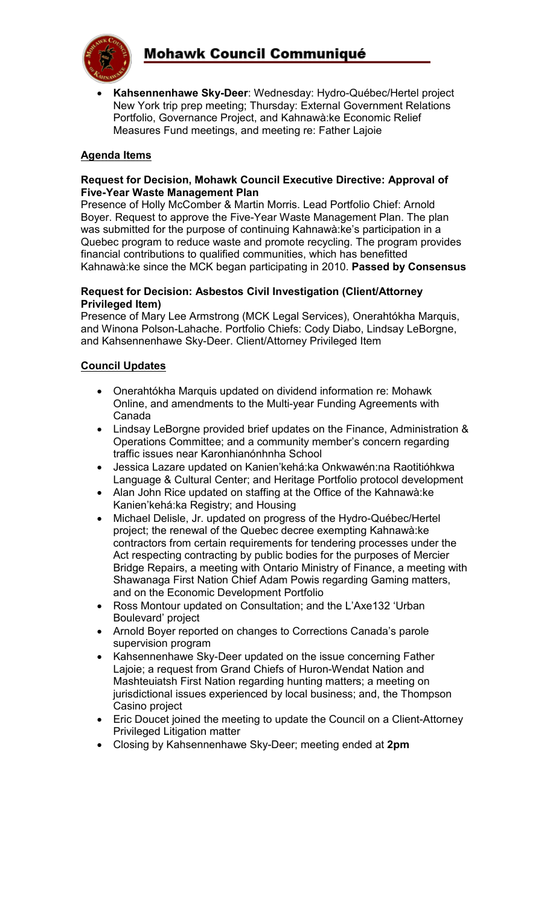- **Kahsennenhawe Sky-Deer**: Wednesday: Hydro-Québec/Hertel project New York trip prep meeting; Thursday: External Government Relations Portfolio, Governance Project, and Kahnawà:ke Economic Relief Measures Fund meetings, and meeting re: Father Lajoie

## Agenda Items

**Request for Decision, Mohawk Council Executive Directive: Approval of Five-Year Waste Management Plan**
Presence of Holly McComber & Martin Morris. Lead Portfolio Chief: Arnold Boyer. Request to approve the Five-Year Waste Management Plan. The plan was submitted for the purpose of continuing Kahnawà:ke's participation in a Quebec program to reduce waste and promote recycling. The program provides financial contributions to qualified communities, which has benefitted Kahnawà:ke since the MCK began participating in 2010. **Passed by Consensus**

**Request for Decision: Asbestos Civil Investigation (Client/Attorney Privileged Item)**
Presence of Mary Lee Armstrong (MCK Legal Services), Onerahtókha Marquis, and Winona Polson-Lahache. Portfolio Chiefs: Cody Diabo, Lindsay LeBorgne, and Kahsennenhawe Sky-Deer. Client/Attorney Privileged Item

## Council Updates

- Onerahtókha Marquis updated on dividend information re: Mohawk Online, and amendments to the Multi-year Funding Agreements with Canada
- Lindsay LeBorgne provided brief updates on the Finance, Administration & Operations Committee; and a community member's concern regarding traffic issues near Karonhianónhnha School
- Jessica Lazare updated on Kanien'kehá:ka Onkwawén:na Raotitióhkwa Language & Cultural Center; and Heritage Portfolio protocol development
- Alan John Rice updated on staffing at the Office of the Kahnawà:ke Kanien'kehá:ka Registry; and Housing
- Michael Delisle, Jr. updated on progress of the Hydro-Québec/Hertel project; the renewal of the Quebec decree exempting Kahnawà:ke contractors from certain requirements for tendering processes under the Act respecting contracting by public bodies for the purposes of Mercier Bridge Repairs, a meeting with Ontario Ministry of Finance, a meeting with Shawanaga First Nation Chief Adam Powis regarding Gaming matters, and on the Economic Development Portfolio
- Ross Montour updated on Consultation; and the L'Axe132 'Urban Boulevard' project
- Arnold Boyer reported on changes to Corrections Canada's parole supervision program
- Kahsennenhawe Sky-Deer updated on the issue concerning Father Lajoie; a request from Grand Chiefs of Huron-Wendat Nation and Mashteuiatsh First Nation regarding hunting matters; a meeting on jurisdictional issues experienced by local business; and, the Thompson Casino project
- Eric Doucet joined the meeting to update the Council on a Client-Attorney Privileged Litigation matter
- Closing by Kahsennenhawe Sky-Deer; meeting ended at **2pm**